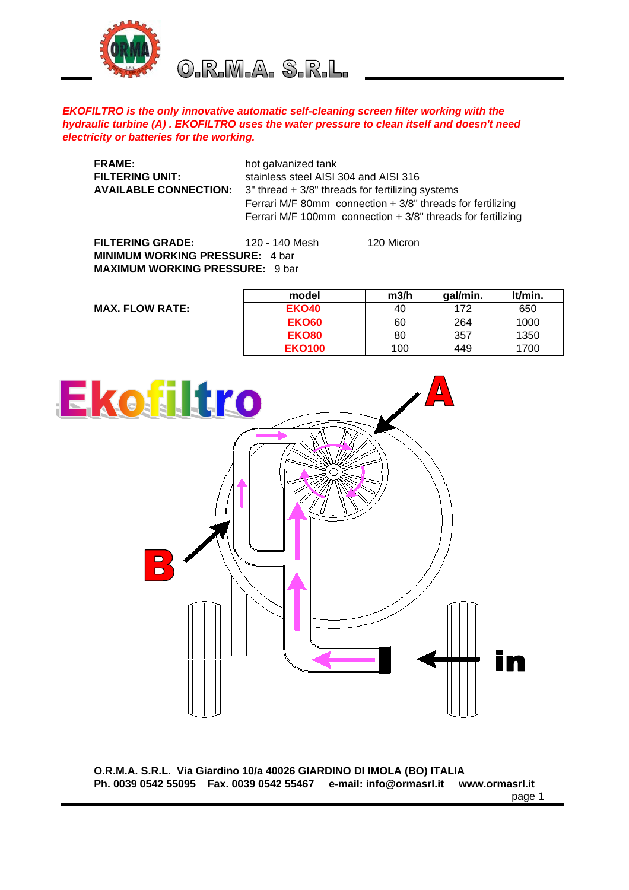# O.R.M.A. S.R.L.

***EKOFILTRO is the only innovative automatic self-cleaning screen filter working with the hydraulic turbine (A) . EKOFILTRO uses the water pressure to clean itself and doesn't need electricity or batteries for the working.***

**FRAME:** hot galvanized tank
**FILTERING UNIT:** stainless steel AISI 304 and AISI 316
**AVAILABLE CONNECTION:** 3" thread + 3/8" threads for fertilizing systems
Ferrari M/F 80mm connection + 3/8" threads for fertilizing
Ferrari M/F 100mm connection + 3/8" threads for fertilizing

**FILTERING GRADE:** 120 - 140 Mesh 120 Micron
**MINIMUM WORKING PRESSURE:** 4 bar
**MAXIMUM WORKING PRESSURE:** 9 bar

**MAX. FLOW RATE:**

| model | m3/h | gal/min. | lt/min. |
|---|---|---|---|
| **EKO40** | 40 | 172 | 650 |
| **EKO60** | 60 | 264 | 1000 |
| **EKO80** | 80 | 357 | 1350 |
| **EKO100** | 100 | 449 | 1700 |

Ekofiltro

A

B

in

**O.R.M.A. S.R.L. Via Giardino 10/a 40026 GIARDINO DI IMOLA (BO) ITALIA**
**Ph. 0039 0542 55095 Fax. 0039 0542 55467 e-mail: info@ormasrl.it www.ormasrl.it**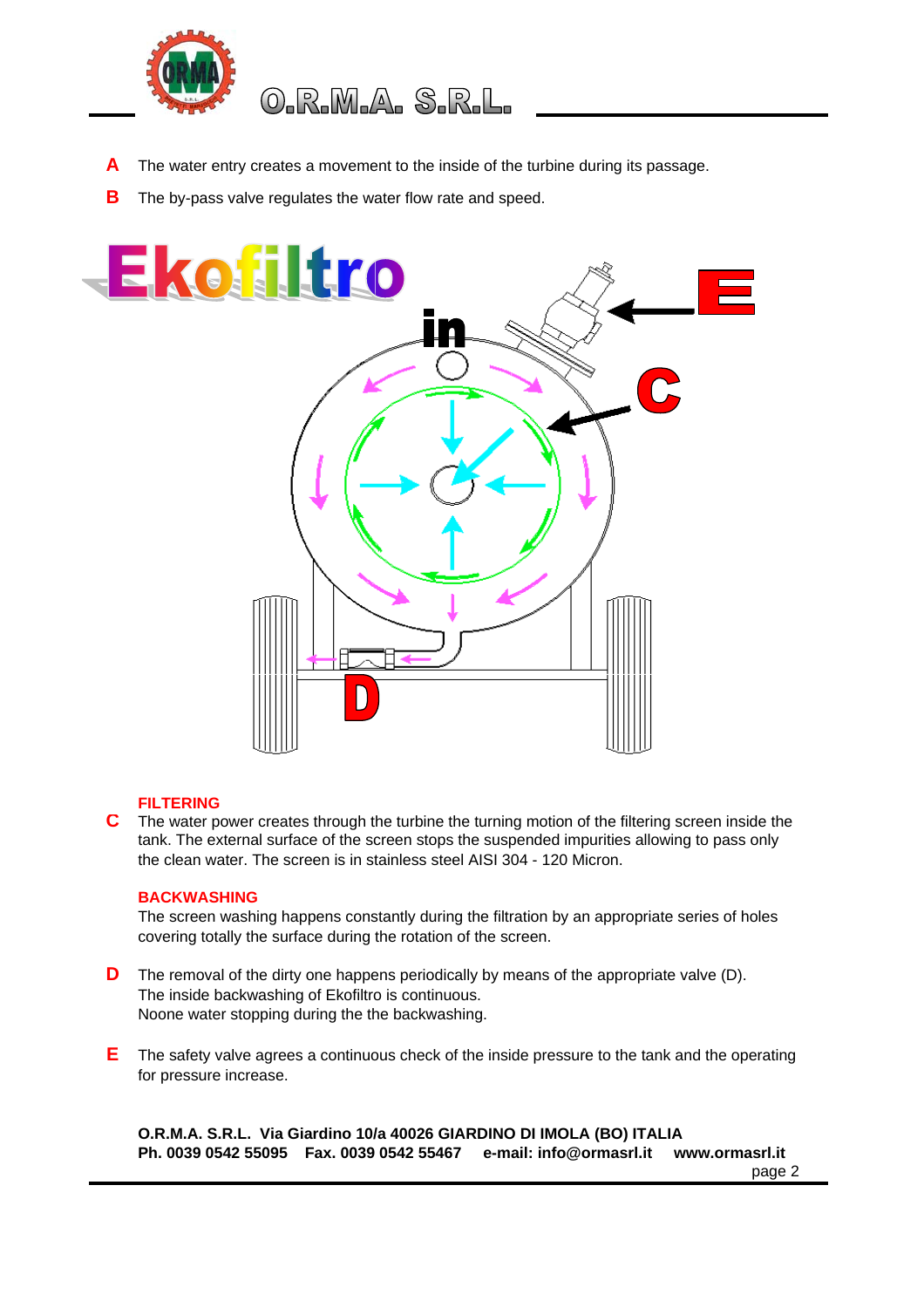**A** The water entry creates a movement to the inside of the turbine during its passage.

**B** The by-pass valve regulates the water flow rate and speed.

## Ekofiltro

### FILTERING

**C** The water power creates through the turbine the turning motion of the filtering screen inside the tank. The external surface of the screen stops the suspended impurities allowing to pass only the clean water. The screen is in stainless steel AISI 304 - 120 Micron.

### BACKWASHING

The screen washing happens constantly during the filtration by an appropriate series of holes covering totally the surface during the rotation of the screen.

**D** The removal of the dirty one happens periodically by means of the appropriate valve (D).
The inside backwashing of Ekofiltro is continuous.
Noone water stopping during the the backwashing.

**E** The safety valve agrees a continuous check of the inside pressure to the tank and the operating for pressure increase.

**O.R.M.A. S.R.L. Via Giardino 10/a 40026 GIARDINO DI IMOLA (BO) ITALIA**
**Ph. 0039 0542 55095 Fax. 0039 0542 55467 e-mail: info@ormasrl.it www.ormasrl.it**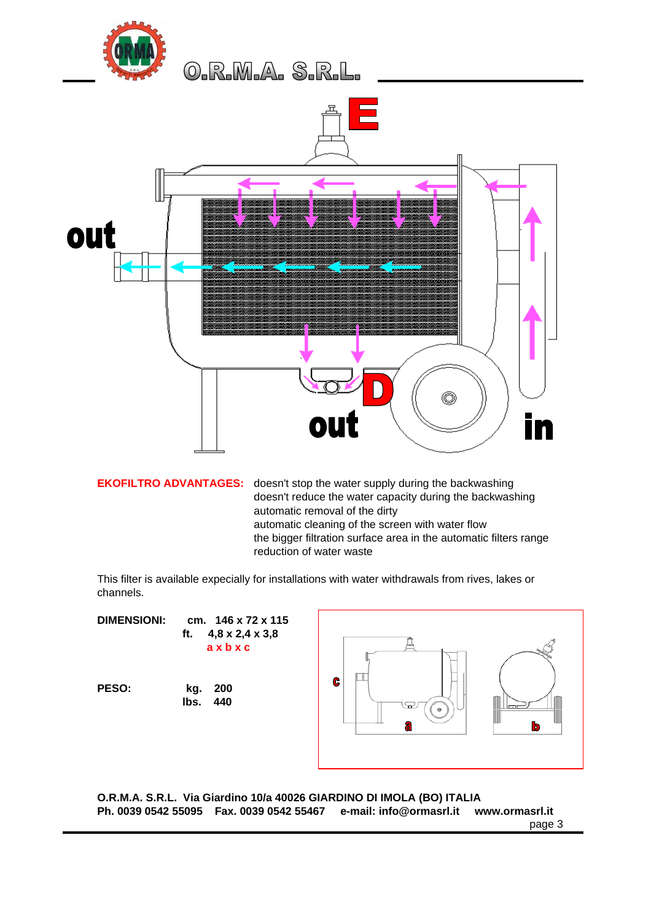O.R.M.A. S.R.L.

E

out

out

D

in

**EKOFILTRO ADVANTAGES:** doesn't stop the water supply during the backwashing
doesn't reduce the water capacity during the backwashing
automatic removal of the dirty
automatic cleaning of the screen with water flow
the bigger filtration surface area in the automatic filters range
reduction of water waste

This filter is available expecially for installations with water withdrawals from rives, lakes or channels.

**DIMENSIONI:** **cm. 146 x 72 x 115**
**ft. 4,8 x 2,4 x 3,8**
**a x b x c**

**PESO:** **kg. 200**
**lbs. 440**

c

a

b

**O.R.M.A. S.R.L. Via Giardino 10/a 40026 GIARDINO DI IMOLA (BO) ITALIA**
**Ph. 0039 0542 55095 Fax. 0039 0542 55467 e-mail: info@ormasrl.it www.ormasrl.it**